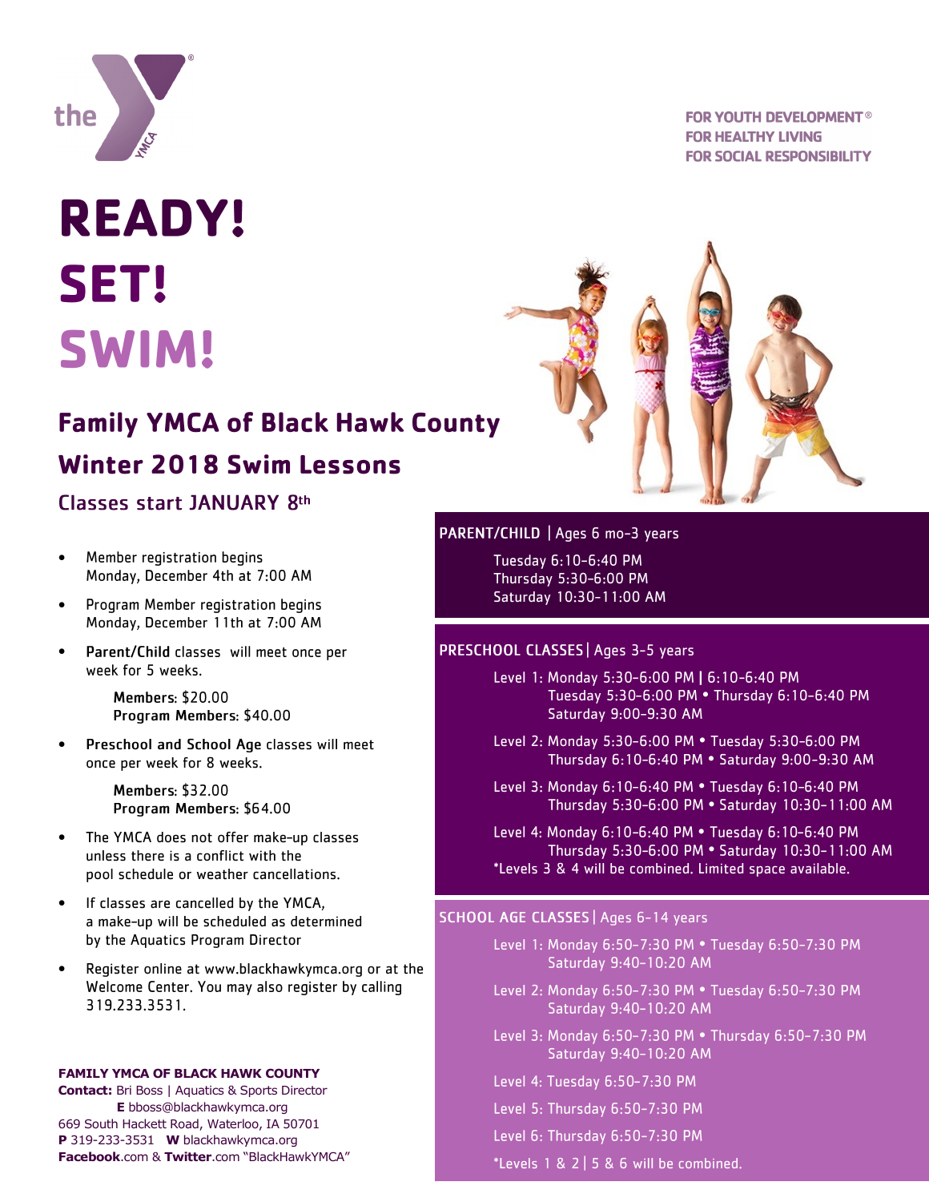the YMCA®

FOR YOUTH DEVELOPMENT®
FOR HEALTHY LIVING
FOR SOCIAL RESPONSIBILITY

# READY!
# SET!
# SWIM!

## Family YMCA of Black Hawk County

## Winter 2018 Swim Lessons

### Classes start JANUARY 8th

- Member registration begins Monday, December 4th at 7:00 AM
- Program Member registration begins Monday, December 11th at 7:00 AM
- **Parent/Child** classes will meet once per week for 5 weeks.

  **Members**: $20.00
  **Program Members**: $40.00

- **Preschool and School Age** classes will meet once per week for 8 weeks.

  **Members**: $32.00
  **Program Members**: $64.00

- The YMCA does not offer make-up classes unless there is a conflict with the pool schedule or weather cancellations.
- If classes are cancelled by the YMCA, a make-up will be scheduled as determined by the Aquatics Program Director
- Register online at www.blackhawkymca.org or at the Welcome Center. You may also register by calling 319.233.3531.

### PARENT/CHILD | Ages 6 mo-3 years

Tuesday 6:10-6:40 PM
Thursday 5:30-6:00 PM
Saturday 10:30-11:00 AM

### PRESCHOOL CLASSES | Ages 3-5 years

Level 1: Monday 5:30-6:00 PM | 6:10-6:40 PM
Tuesday 5:30-6:00 PM • Thursday 6:10-6:40 PM
Saturday 9:00-9:30 AM

Level 2: Monday 5:30-6:00 PM • Tuesday 5:30-6:00 PM
Thursday 6:10-6:40 PM • Saturday 9:00-9:30 AM

Level 3: Monday 6:10-6:40 PM • Tuesday 6:10-6:40 PM
Thursday 5:30-6:00 PM • Saturday 10:30-11:00 AM

Level 4: Monday 6:10-6:40 PM • Tuesday 6:10-6:40 PM
Thursday 5:30-6:00 PM • Saturday 10:30-11:00 AM

*Levels 3 & 4 will be combined. Limited space available.

### SCHOOL AGE CLASSES | Ages 6-14 years

Level 1: Monday 6:50-7:30 PM • Tuesday 6:50-7:30 PM
Saturday 9:40-10:20 AM

Level 2: Monday 6:50-7:30 PM • Tuesday 6:50-7:30 PM
Saturday 9:40-10:20 AM

Level 3: Monday 6:50-7:30 PM • Thursday 6:50-7:30 PM
Saturday 9:40-10:20 AM

Level 4: Tuesday 6:50-7:30 PM

Level 5: Thursday 6:50-7:30 PM

Level 6: Thursday 6:50-7:30 PM

*Levels 1 & 2 | 5 & 6 will be combined.

**FAMILY YMCA OF BLACK HAWK COUNTY**
**Contact:** Bri Boss | Aquatics & Sports Director
**E** bboss@blackhawkymca.org
669 South Hackett Road, Waterloo, IA 50701
**P** 319-233-3531 **W** blackhawkymca.org
**Facebook**.com & **Twitter**.com "BlackHawkYMCA"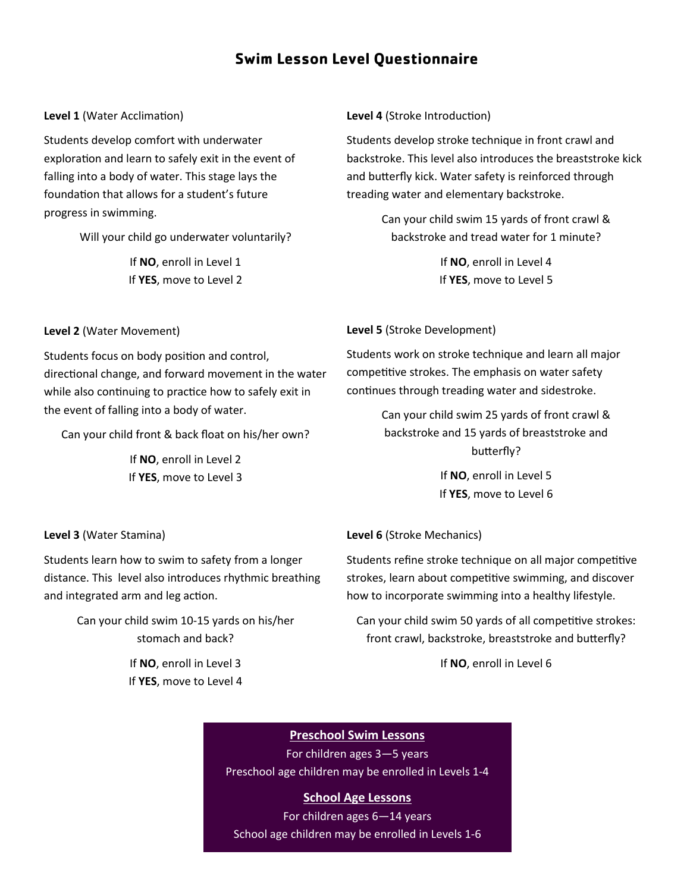# Swim Lesson Level Questionnaire

**Level 1** (Water Acclimation)

Students develop comfort with underwater exploration and learn to safely exit in the event of falling into a body of water. This stage lays the foundation that allows for a student's future progress in swimming.

Will your child go underwater voluntarily?

If **NO**, enroll in Level 1
If **YES**, move to Level 2

**Level 2** (Water Movement)

Students focus on body position and control, directional change, and forward movement in the water while also continuing to practice how to safely exit in the event of falling into a body of water.

Can your child front & back float on his/her own?

If **NO**, enroll in Level 2
If **YES**, move to Level 3

**Level 3** (Water Stamina)

Students learn how to swim to safety from a longer distance. This level also introduces rhythmic breathing and integrated arm and leg action.

Can your child swim 10-15 yards on his/her stomach and back?

If **NO**, enroll in Level 3
If **YES**, move to Level 4

**Level 4** (Stroke Introduction)

Students develop stroke technique in front crawl and backstroke. This level also introduces the breaststroke kick and butterfly kick. Water safety is reinforced through treading water and elementary backstroke.

Can your child swim 15 yards of front crawl & backstroke and tread water for 1 minute?

If **NO**, enroll in Level 4
If **YES**, move to Level 5

**Level 5** (Stroke Development)

Students work on stroke technique and learn all major competitive strokes. The emphasis on water safety continues through treading water and sidestroke.

Can your child swim 25 yards of front crawl & backstroke and 15 yards of breaststroke and butterfly?

If **NO**, enroll in Level 5
If **YES**, move to Level 6

**Level 6** (Stroke Mechanics)

Students refine stroke technique on all major competitive strokes, learn about competitive swimming, and discover how to incorporate swimming into a healthy lifestyle.

Can your child swim 50 yards of all competitive strokes: front crawl, backstroke, breaststroke and butterfly?

If **NO**, enroll in Level 6

**Preschool Swim Lessons**

For children ages 3—5 years
Preschool age children may be enrolled in Levels 1-4

**School Age Lessons**

For children ages 6—14 years
School age children may be enrolled in Levels 1-6